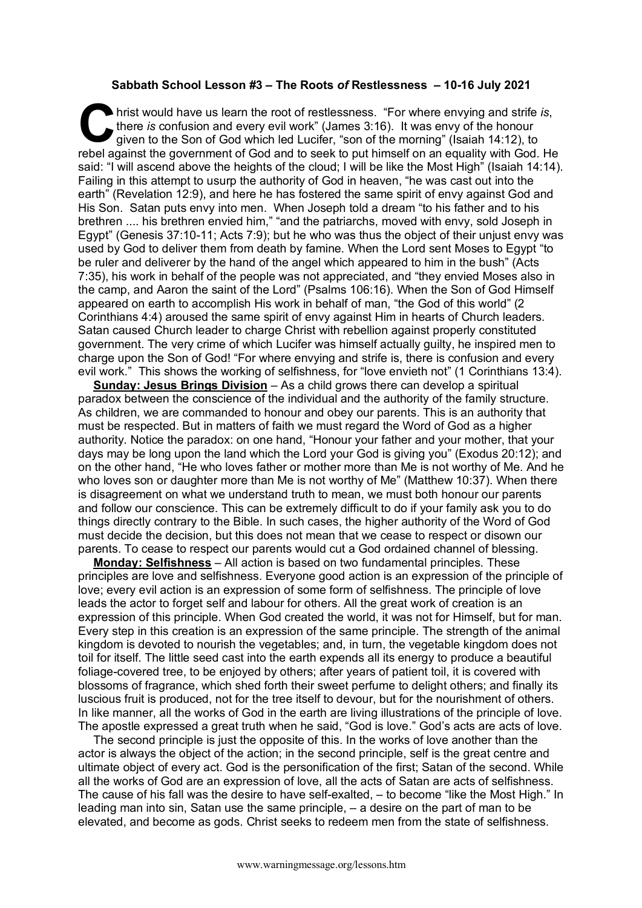**Sabbath School Lesson #3 – The Roots *of* Restlessness – 10-16 July 2021**

Christ would have us learn the root of restlessness. "For where envying and strife *is*, there *is* confusion and every evil work" (James 3:16). It was envy of the honour given to the Son of God which led Lucifer, "son of the morning" (Isaiah 14:12), to rebel against the government of God and to seek to put himself on an equality with God. He said: "I will ascend above the heights of the cloud; I will be like the Most High" (Isaiah 14:14). Failing in this attempt to usurp the authority of God in heaven, "he was cast out into the earth" (Revelation 12:9), and here he has fostered the same spirit of envy against God and His Son. Satan puts envy into men. When Joseph told a dream "to his father and to his brethren .... his brethren envied him," "and the patriarchs, moved with envy, sold Joseph in Egypt" (Genesis 37:10-11; Acts 7:9); but he who was thus the object of their unjust envy was used by God to deliver them from death by famine. When the Lord sent Moses to Egypt "to be ruler and deliverer by the hand of the angel which appeared to him in the bush" (Acts 7:35), his work in behalf of the people was not appreciated, and "they envied Moses also in the camp, and Aaron the saint of the Lord" (Psalms 106:16). When the Son of God Himself appeared on earth to accomplish His work in behalf of man, "the God of this world" (2 Corinthians 4:4) aroused the same spirit of envy against Him in hearts of Church leaders. Satan caused Church leader to charge Christ with rebellion against properly constituted government. The very crime of which Lucifer was himself actually guilty, he inspired men to charge upon the Son of God! "For where envying and strife is, there is confusion and every evil work." This shows the working of selfishness, for "love envieth not" (1 Corinthians 13:4).

**Sunday: Jesus Brings Division** – As a child grows there can develop a spiritual paradox between the conscience of the individual and the authority of the family structure. As children, we are commanded to honour and obey our parents. This is an authority that must be respected. But in matters of faith we must regard the Word of God as a higher authority. Notice the paradox: on one hand, "Honour your father and your mother, that your days may be long upon the land which the Lord your God is giving you" (Exodus 20:12); and on the other hand, "He who loves father or mother more than Me is not worthy of Me. And he who loves son or daughter more than Me is not worthy of Me" (Matthew 10:37). When there is disagreement on what we understand truth to mean, we must both honour our parents and follow our conscience. This can be extremely difficult to do if your family ask you to do things directly contrary to the Bible. In such cases, the higher authority of the Word of God must decide the decision, but this does not mean that we cease to respect or disown our parents. To cease to respect our parents would cut a God ordained channel of blessing.

**Monday: Selfishness** – All action is based on two fundamental principles. These principles are love and selfishness. Everyone good action is an expression of the principle of love; every evil action is an expression of some form of selfishness. The principle of love leads the actor to forget self and labour for others. All the great work of creation is an expression of this principle. When God created the world, it was not for Himself, but for man. Every step in this creation is an expression of the same principle. The strength of the animal kingdom is devoted to nourish the vegetables; and, in turn, the vegetable kingdom does not toil for itself. The little seed cast into the earth expends all its energy to produce a beautiful foliage-covered tree, to be enjoyed by others; after years of patient toil, it is covered with blossoms of fragrance, which shed forth their sweet perfume to delight others; and finally its luscious fruit is produced, not for the tree itself to devour, but for the nourishment of others. In like manner, all the works of God in the earth are living illustrations of the principle of love. The apostle expressed a great truth when he said, "God is love." God's acts are acts of love.

The second principle is just the opposite of this. In the works of love another than the actor is always the object of the action; in the second principle, self is the great centre and ultimate object of every act. God is the personification of the first; Satan of the second. While all the works of God are an expression of love, all the acts of Satan are acts of selfishness. The cause of his fall was the desire to have self-exalted, – to become "like the Most High." In leading man into sin, Satan use the same principle, – a desire on the part of man to be elevated, and become as gods. Christ seeks to redeem men from the state of selfishness.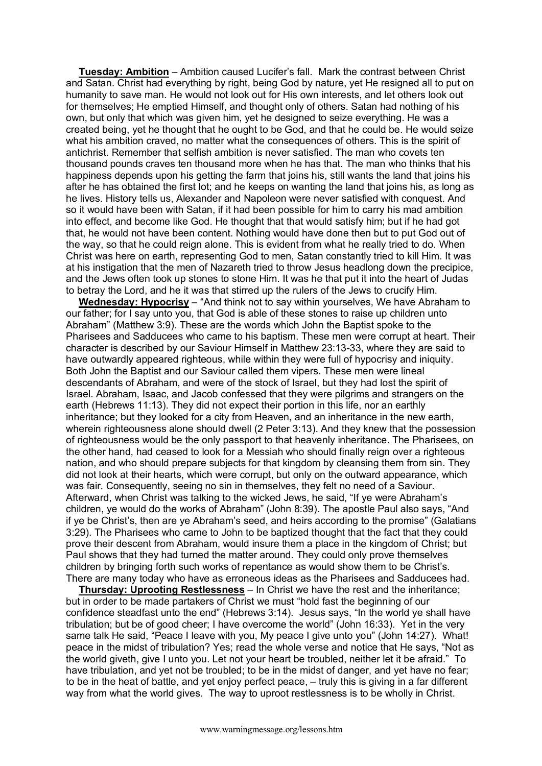**Tuesday: Ambition** – Ambition caused Lucifer's fall. Mark the contrast between Christ and Satan. Christ had everything by right, being God by nature, yet He resigned all to put on humanity to save man. He would not look out for His own interests, and let others look out for themselves; He emptied Himself, and thought only of others. Satan had nothing of his own, but only that which was given him, yet he designed to seize everything. He was a created being, yet he thought that he ought to be God, and that he could be. He would seize what his ambition craved, no matter what the consequences of others. This is the spirit of antichrist. Remember that selfish ambition is never satisfied. The man who covets ten thousand pounds craves ten thousand more when he has that. The man who thinks that his happiness depends upon his getting the farm that joins his, still wants the land that joins his after he has obtained the first lot; and he keeps on wanting the land that joins his, as long as he lives. History tells us, Alexander and Napoleon were never satisfied with conquest. And so it would have been with Satan, if it had been possible for him to carry his mad ambition into effect, and become like God. He thought that that would satisfy him; but if he had got that, he would not have been content. Nothing would have done then but to put God out of the way, so that he could reign alone. This is evident from what he really tried to do. When Christ was here on earth, representing God to men, Satan constantly tried to kill Him. It was at his instigation that the men of Nazareth tried to throw Jesus headlong down the precipice, and the Jews often took up stones to stone Him. It was he that put it into the heart of Judas to betray the Lord, and he it was that stirred up the rulers of the Jews to crucify Him.

**Wednesday: Hypocrisy** – "And think not to say within yourselves, We have Abraham to our father; for I say unto you, that God is able of these stones to raise up children unto Abraham" (Matthew 3:9). These are the words which John the Baptist spoke to the Pharisees and Sadducees who came to his baptism. These men were corrupt at heart. Their character is described by our Saviour Himself in Matthew 23:13-33, where they are said to have outwardly appeared righteous, while within they were full of hypocrisy and iniquity. Both John the Baptist and our Saviour called them vipers. These men were lineal descendants of Abraham, and were of the stock of Israel, but they had lost the spirit of Israel. Abraham, Isaac, and Jacob confessed that they were pilgrims and strangers on the earth (Hebrews 11:13). They did not expect their portion in this life, nor an earthly inheritance; but they looked for a city from Heaven, and an inheritance in the new earth, wherein righteousness alone should dwell (2 Peter 3:13). And they knew that the possession of righteousness would be the only passport to that heavenly inheritance. The Pharisees, on the other hand, had ceased to look for a Messiah who should finally reign over a righteous nation, and who should prepare subjects for that kingdom by cleansing them from sin. They did not look at their hearts, which were corrupt, but only on the outward appearance, which was fair. Consequently, seeing no sin in themselves, they felt no need of a Saviour. Afterward, when Christ was talking to the wicked Jews, he said, "If ye were Abraham's children, ye would do the works of Abraham" (John 8:39). The apostle Paul also says, "And if ye be Christ's, then are ye Abraham's seed, and heirs according to the promise" (Galatians 3:29). The Pharisees who came to John to be baptized thought that the fact that they could prove their descent from Abraham, would insure them a place in the kingdom of Christ; but Paul shows that they had turned the matter around. They could only prove themselves children by bringing forth such works of repentance as would show them to be Christ's. There are many today who have as erroneous ideas as the Pharisees and Sadducees had.

**Thursday: Uprooting Restlessness** – In Christ we have the rest and the inheritance; but in order to be made partakers of Christ we must "hold fast the beginning of our confidence steadfast unto the end" (Hebrews 3:14). Jesus says, "In the world ye shall have tribulation; but be of good cheer; I have overcome the world" (John 16:33). Yet in the very same talk He said, "Peace I leave with you, My peace I give unto you" (John 14:27). What! peace in the midst of tribulation? Yes; read the whole verse and notice that He says, "Not as the world giveth, give I unto you. Let not your heart be troubled, neither let it be afraid." To have tribulation, and yet not be troubled; to be in the midst of danger, and yet have no fear; to be in the heat of battle, and yet enjoy perfect peace, – truly this is giving in a far different way from what the world gives. The way to uproot restlessness is to be wholly in Christ.